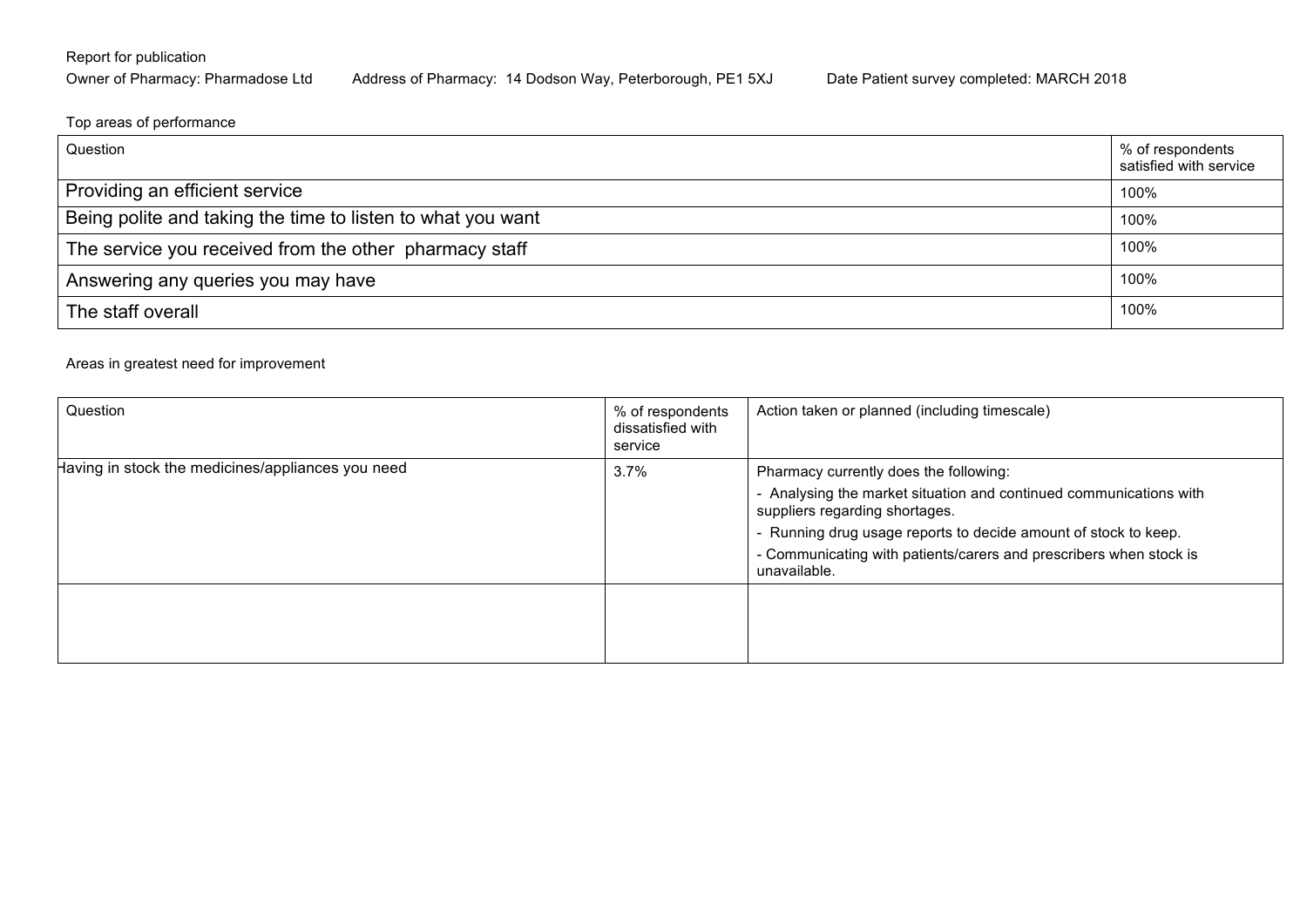Report for publication

Owner of Pharmacy: Pharmadose Ltd Address of Pharmacy: 14 Dodson Way, Peterborough, PE1 5XJ Date Patient survey completed: MARCH 2018

Top areas of performance

| Question | % of respondents satisfied with service |
|---|---|
| Providing an efficient service | 100% |
| Being polite and taking the time to listen to what you want | 100% |
| The service you received from the other pharmacy staff | 100% |
| Answering any queries you may have | 100% |
| The staff overall | 100% |

Areas in greatest need for improvement

| Question | % of respondents dissatisfied with service | Action taken or planned (including timescale) |
|---|---|---|
| Having in stock the medicines/appliances you need | 3.7% | Pharmacy currently does the following:<br>- Analysing the market situation and continued communications with suppliers regarding shortages.<br>- Running drug usage reports to decide amount of stock to keep.<br>- Communicating with patients/carers and prescribers when stock is unavailable. |
| | | |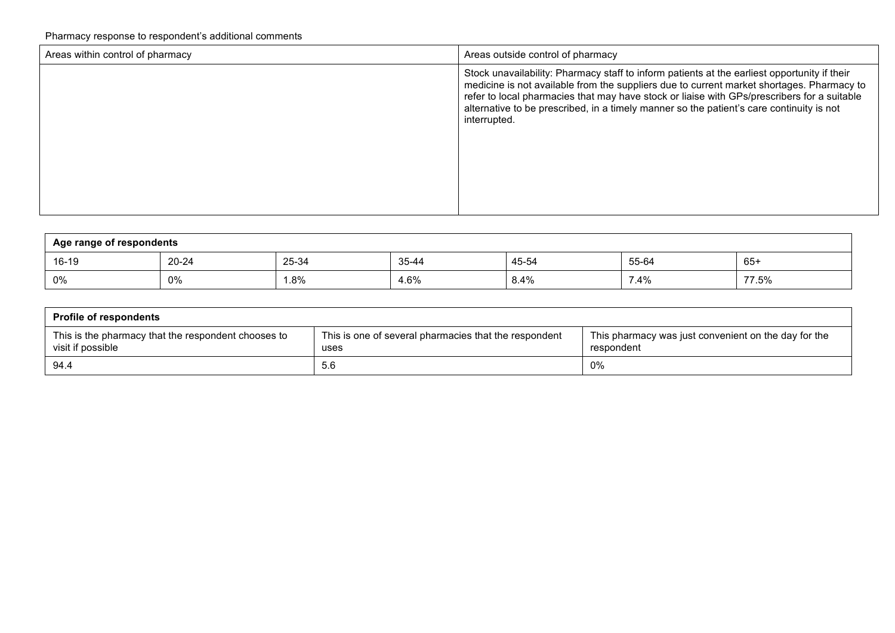Pharmacy response to respondent's additional comments

| Areas within control of pharmacy | Areas outside control of pharmacy |
| --- | --- |
| | Stock unavailability: Pharmacy staff to inform patients at the earliest opportunity if their medicine is not available from the suppliers due to current market shortages. Pharmacy to refer to local pharmacies that may have stock or liaise with GPs/prescribers for a suitable alternative to be prescribed, in a timely manner so the patient's care continuity is not interrupted. |

| **Age range of respondents** | | | | | | |
| --- | --- | --- | --- | --- | --- | --- |
| 16-19 | 20-24 | 25-34 | 35-44 | 45-54 | 55-64 | 65+ |
| 0% | 0% | 1.8% | 4.6% | 8.4% | 7.4% | 77.5% |

| **Profile of respondents** | | |
| --- | --- | --- |
| This is the pharmacy that the respondent chooses to visit if possible | This is one of several pharmacies that the respondent uses | This pharmacy was just convenient on the day for the respondent |
| 94.4 | 5.6 | 0% |